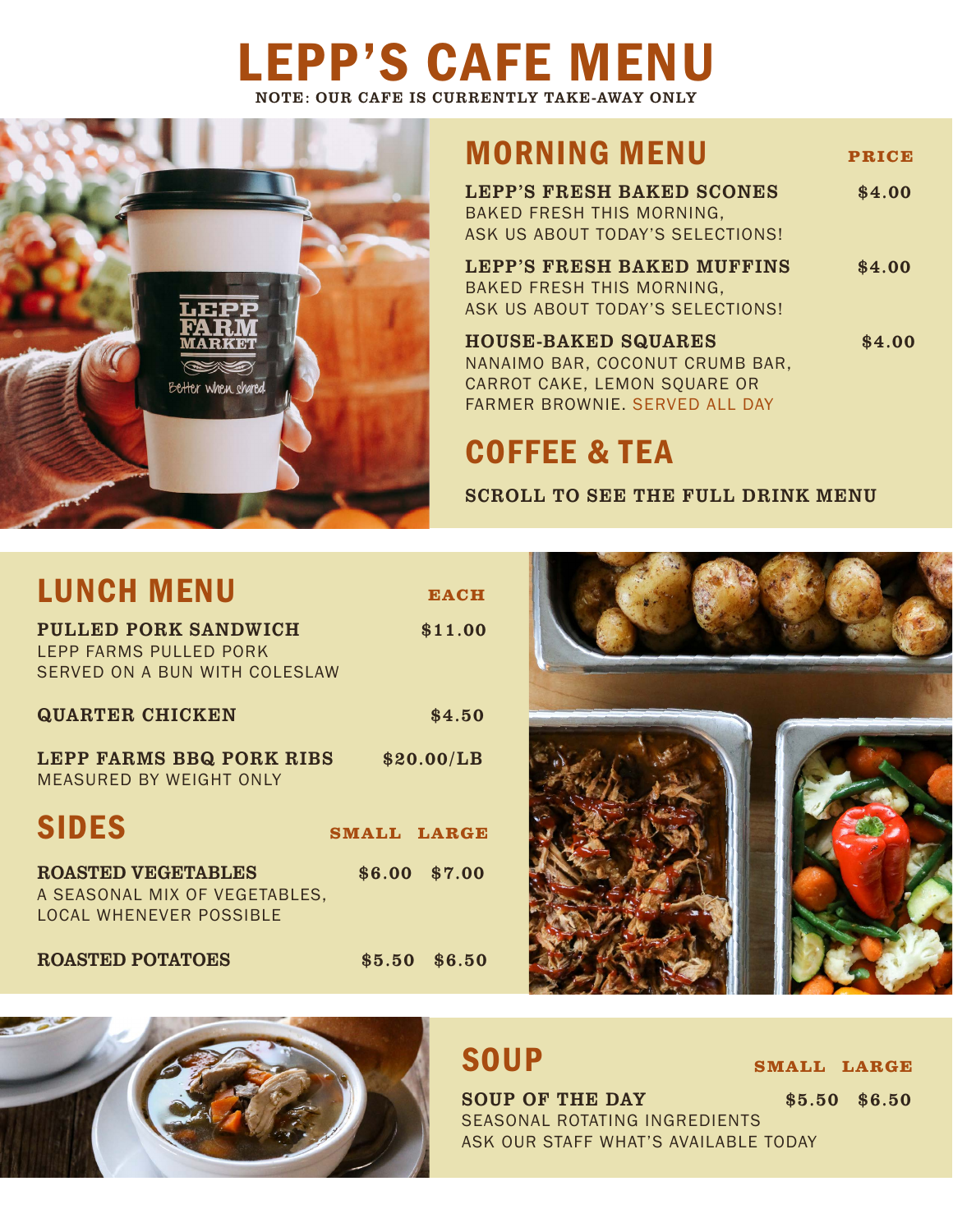# LEPP'S CAFE MENU

**NOTE: OUR CAFE IS CURRENTLY TAKE-AWAY ONLY**

## MORNING MENU

| Item | PRICE |
|---|---|
| **LEPP'S FRESH BAKED SCONES**<br>BAKED FRESH THIS MORNING, ASK US ABOUT TODAY'S SELECTIONS! | $4.00 |
| **LEPP'S FRESH BAKED MUFFINS**<br>BAKED FRESH THIS MORNING, ASK US ABOUT TODAY'S SELECTIONS! | $4.00 |
| **HOUSE-BAKED SQUARES**<br>NANAIMO BAR, COCONUT CRUMB BAR, CARROT CAKE, LEMON SQUARE OR FARMER BROWNIE. SERVED ALL DAY | $4.00 |

## COFFEE & TEA

**SCROLL TO SEE THE FULL DRINK MENU**

## LUNCH MENU

| Item | EACH |
|---|---|
| **PULLED PORK SANDWICH**<br>LEPP FARMS PULLED PORK SERVED ON A BUN WITH COLESLAW | $11.00 |
| **QUARTER CHICKEN** | $4.50 |
| **LEPP FARMS BBQ PORK RIBS**<br>MEASURED BY WEIGHT ONLY | $20.00/LB |

## SIDES

| Item | SMALL | LARGE |
|---|---|---|
| **ROASTED VEGETABLES**<br>A SEASONAL MIX OF VEGETABLES, LOCAL WHENEVER POSSIBLE | $6.00 | $7.00 |
| **ROASTED POTATOES** | $5.50 | $6.50 |

## SOUP

| Item | SMALL | LARGE |
|---|---|---|
| **SOUP OF THE DAY**<br>SEASONAL ROTATING INGREDIENTS ASK OUR STAFF WHAT'S AVAILABLE TODAY | $5.50 | $6.50 |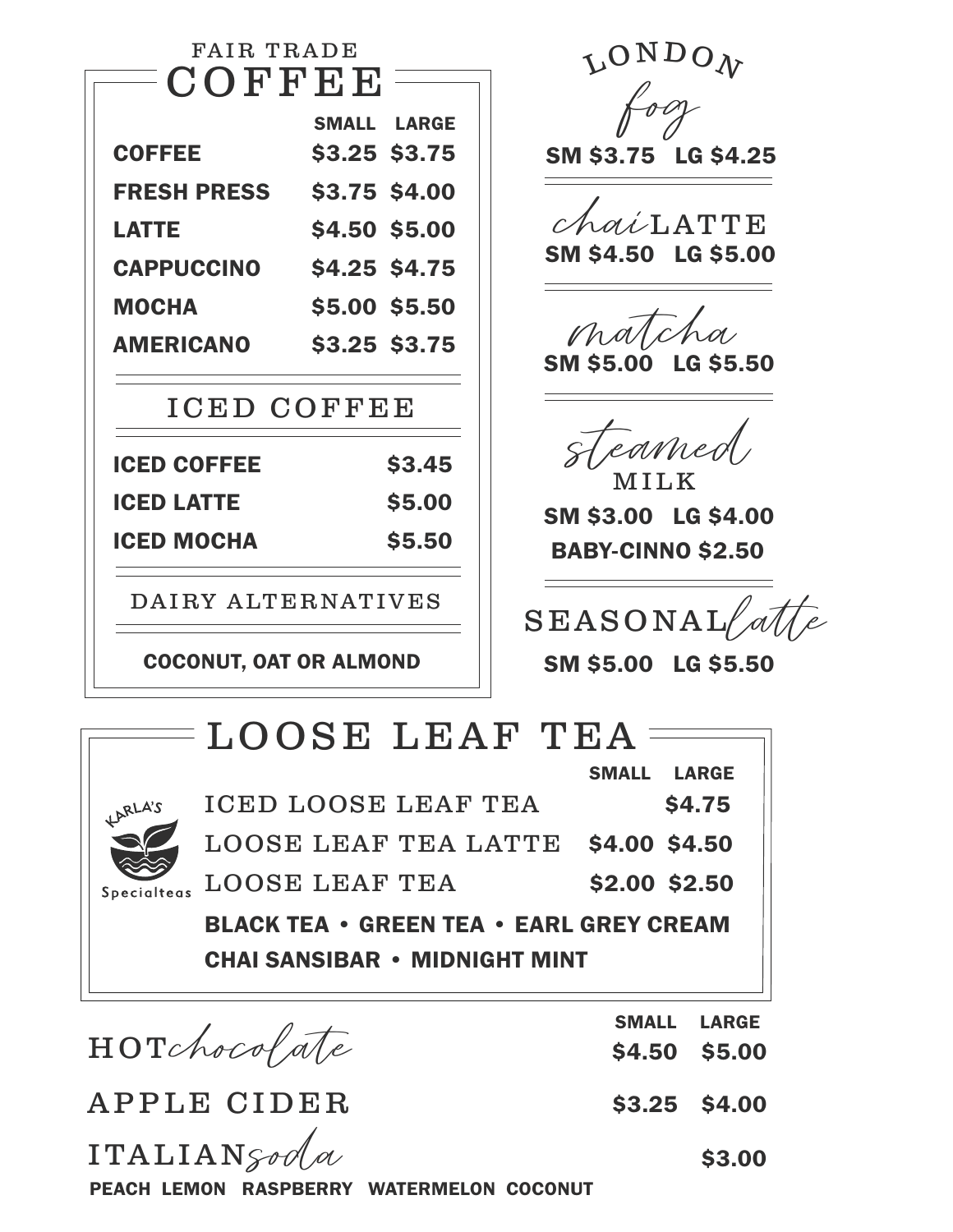## FAIR TRADE COFFEE

| | SMALL | LARGE |
|---|---|---|
| COFFEE | $3.25 | $3.75 |
| FRESH PRESS | $3.75 | $4.00 |
| LATTE | $4.50 | $5.00 |
| CAPPUCCINO | $4.25 | $4.75 |
| MOCHA | $5.00 | $5.50 |
| AMERICANO | $3.25 | $3.75 |

### ICED COFFEE

| | |
|---|---|
| ICED COFFEE | $3.45 |
| ICED LATTE | $5.00 |
| ICED MOCHA | $5.50 |

### DAIRY ALTERNATIVES

COCONUT, OAT OR ALMOND

## LONDON *fog*

SM $3.75 LG $4.25

## *chai* LATTE

SM $4.50 LG $5.00

## *matcha*

SM $5.00 LG $5.50

## *steamed* MILK

SM $3.00 LG $4.00

BABY-CINNO $2.50

## SEASONAL *latte*

SM $5.00 LG $5.50

## LOOSE LEAF TEA

KARLA'S Specialteas

| | SMALL | LARGE |
|---|---|---|
| ICED LOOSE LEAF TEA | | $4.75 |
| LOOSE LEAF TEA LATTE | $4.00 | $4.50 |
| LOOSE LEAF TEA | $2.00 | $2.50 |

BLACK TEA • GREEN TEA • EARL GREY CREAM

CHAI SANSIBAR • MIDNIGHT MINT

| | SMALL | LARGE |
|---|---|---|
| HOT *chocolate* | $4.50 | $5.00 |
| APPLE CIDER | $3.25 | $4.00 |
| ITALIAN *soda* | | $3.00 |

PEACH LEMON RASPBERRY WATERMELON COCONUT